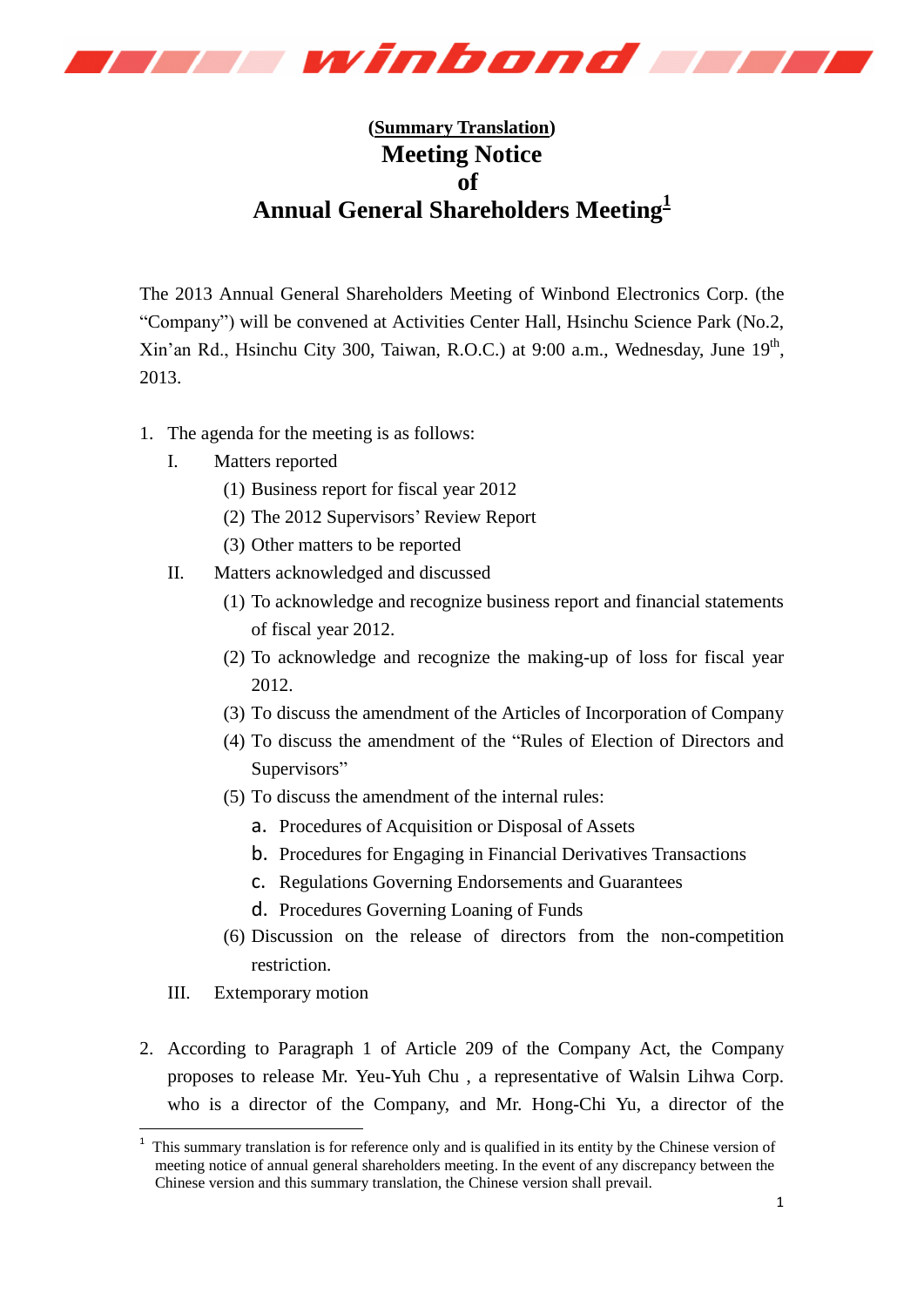**(Summary Translation)**

# Meeting Notice of Annual General Shareholders Meeting[1]

The 2013 Annual General Shareholders Meeting of Winbond Electronics Corp. (the "Company") will be convened at Activities Center Hall, Hsinchu Science Park (No.2, Xin'an Rd., Hsinchu City 300, Taiwan, R.O.C.) at 9:00 a.m., Wednesday, June 19th, 2013.

1. The agenda for the meeting is as follows:
   - I. Matters reported
     - (1) Business report for fiscal year 2012
     - (2) The 2012 Supervisors' Review Report
     - (3) Other matters to be reported
   - II. Matters acknowledged and discussed
     - (1) To acknowledge and recognize business report and financial statements of fiscal year 2012.
     - (2) To acknowledge and recognize the making-up of loss for fiscal year 2012.
     - (3) To discuss the amendment of the Articles of Incorporation of Company
     - (4) To discuss the amendment of the "Rules of Election of Directors and Supervisors"
     - (5) To discuss the amendment of the internal rules:
       - a. Procedures of Acquisition or Disposal of Assets
       - b. Procedures for Engaging in Financial Derivatives Transactions
       - c. Regulations Governing Endorsements and Guarantees
       - d. Procedures Governing Loaning of Funds
     - (6) Discussion on the release of directors from the non-competition restriction.
   - III. Extemporary motion

2. According to Paragraph 1 of Article 209 of the Company Act, the Company proposes to release Mr. Yeu-Yuh Chu , a representative of Walsin Lihwa Corp. who is a director of the Company, and Mr. Hong-Chi Yu, a director of the

---

[1] This summary translation is for reference only and is qualified in its entity by the Chinese version of meeting notice of annual general shareholders meeting. In the event of any discrepancy between the Chinese version and this summary translation, the Chinese version shall prevail.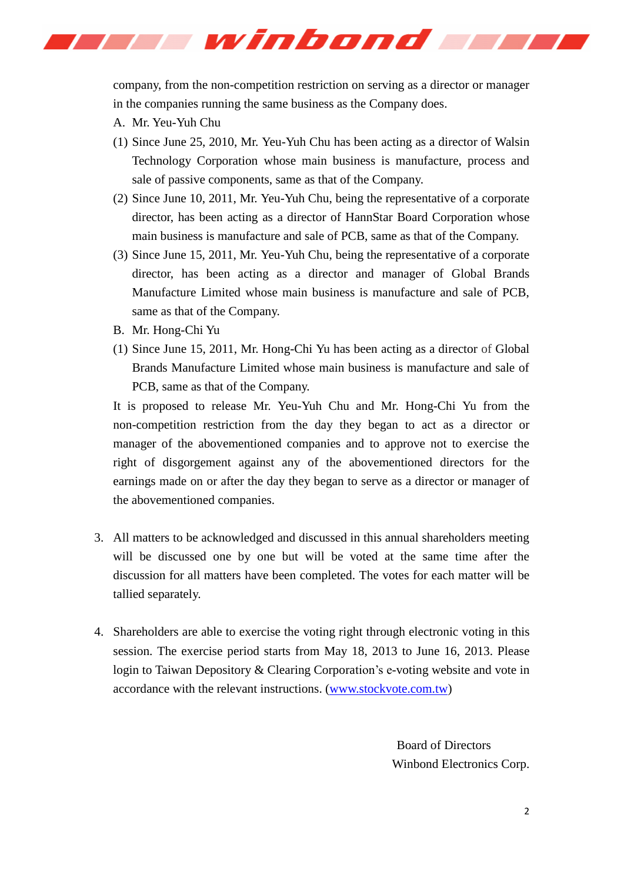company, from the non-competition restriction on serving as a director or manager in the companies running the same business as the Company does.

A. Mr. Yeu-Yuh Chu

(1) Since June 25, 2010, Mr. Yeu-Yuh Chu has been acting as a director of Walsin Technology Corporation whose main business is manufacture, process and sale of passive components, same as that of the Company.

(2) Since June 10, 2011, Mr. Yeu-Yuh Chu, being the representative of a corporate director, has been acting as a director of HannStar Board Corporation whose main business is manufacture and sale of PCB, same as that of the Company.

(3) Since June 15, 2011, Mr. Yeu-Yuh Chu, being the representative of a corporate director, has been acting as a director and manager of Global Brands Manufacture Limited whose main business is manufacture and sale of PCB, same as that of the Company.

B. Mr. Hong-Chi Yu

(1) Since June 15, 2011, Mr. Hong-Chi Yu has been acting as a director of Global Brands Manufacture Limited whose main business is manufacture and sale of PCB, same as that of the Company.

It is proposed to release Mr. Yeu-Yuh Chu and Mr. Hong-Chi Yu from the non-competition restriction from the day they began to act as a director or manager of the abovementioned companies and to approve not to exercise the right of disgorgement against any of the abovementioned directors for the earnings made on or after the day they began to serve as a director or manager of the abovementioned companies.

3. All matters to be acknowledged and discussed in this annual shareholders meeting will be discussed one by one but will be voted at the same time after the discussion for all matters have been completed. The votes for each matter will be tallied separately.

4. Shareholders are able to exercise the voting right through electronic voting in this session. The exercise period starts from May 18, 2013 to June 16, 2013. Please login to Taiwan Depository & Clearing Corporation's e-voting website and vote in accordance with the relevant instructions. (www.stockvote.com.tw)

Board of Directors
Winbond Electronics Corp.